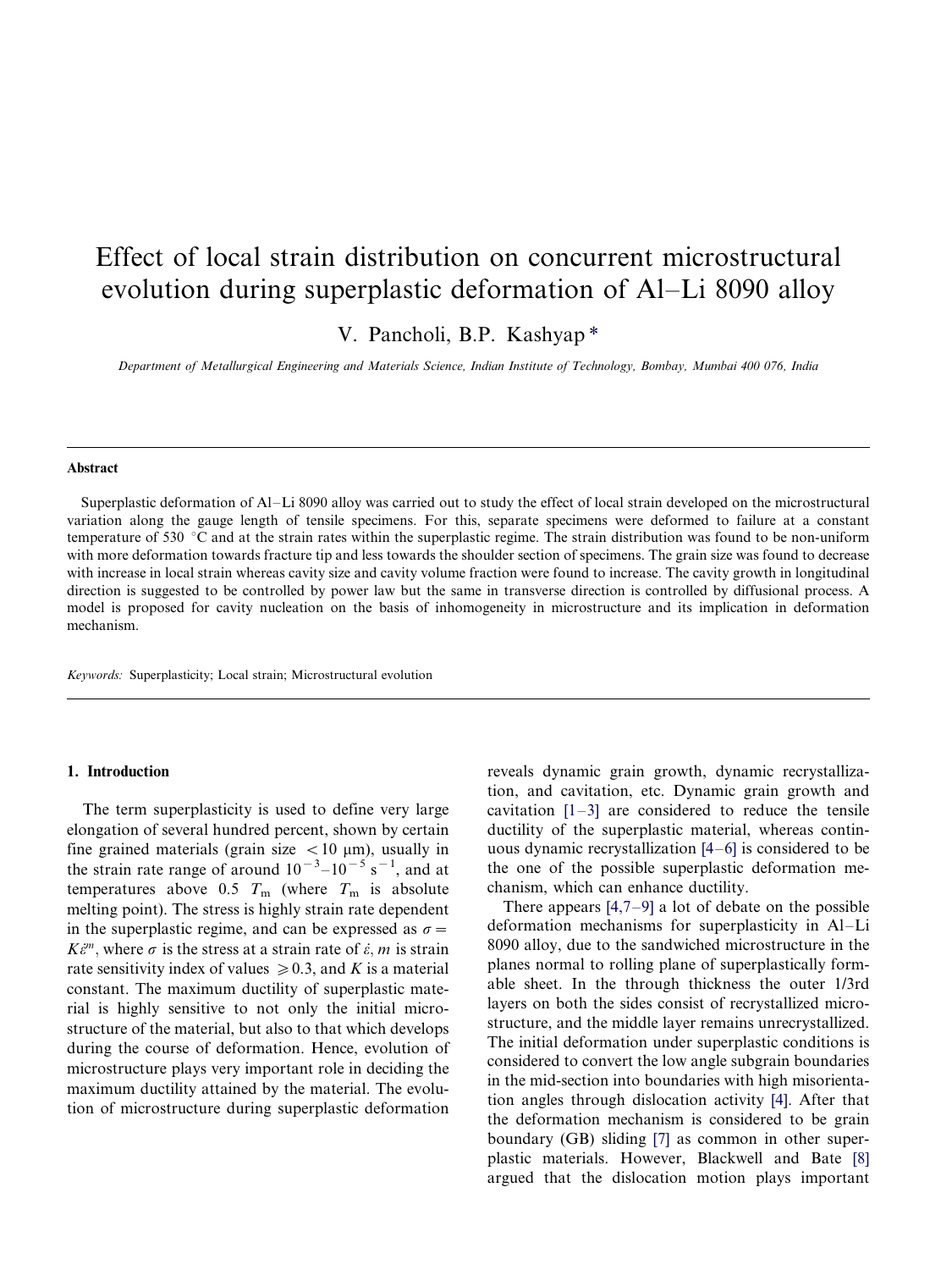# Effect of local strain distribution on concurrent microstructural evolution during superplastic deformation of Al–Li 8090 alloy

V. Pancholi, B.P. Kashyap *

*Department of Metallurgical Engineering and Materials Science, Indian Institute of Technology, Bombay, Mumbai 400 076, India*

---

**Abstract**

Superplastic deformation of Al–Li 8090 alloy was carried out to study the effect of local strain developed on the microstructural variation along the gauge length of tensile specimens. For this, separate specimens were deformed to failure at a constant temperature of 530 °C and at the strain rates within the superplastic regime. The strain distribution was found to be non-uniform with more deformation towards fracture tip and less towards the shoulder section of specimens. The grain size was found to decrease with increase in local strain whereas cavity size and cavity volume fraction were found to increase. The cavity growth in longitudinal direction is suggested to be controlled by power law but the same in transverse direction is controlled by diffusional process. A model is proposed for cavity nucleation on the basis of inhomogeneity in microstructure and its implication in deformation mechanism.

*Keywords:* Superplasticity; Local strain; Microstructural evolution

---

## 1. Introduction

The term superplasticity is used to define very large elongation of several hundred percent, shown by certain fine grained materials (grain size $<10$ μm), usually in the strain rate range of around $10^{-3}$–$10^{-5}$ $s^{-1}$, and at temperatures above 0.5 $T_m$ (where $T_m$ is absolute melting point). The stress is highly strain rate dependent in the superplastic regime, and can be expressed as $\sigma = K\dot{\varepsilon}^m$, where $\sigma$ is the stress at a strain rate of $\dot{\varepsilon}$, $m$ is strain rate sensitivity index of values $\geqslant 0.3$, and $K$ is a material constant. The maximum ductility of superplastic material is highly sensitive to not only the initial microstructure of the material, but also to that which develops during the course of deformation. Hence, evolution of microstructure plays very important role in deciding the maximum ductility attained by the material. The evolution of microstructure during superplastic deformation reveals dynamic grain growth, dynamic recrystallization, and cavitation, etc. Dynamic grain growth and cavitation [1–3] are considered to reduce the tensile ductility of the superplastic material, whereas continuous dynamic recrystallization [4–6] is considered to be the one of the possible superplastic deformation mechanism, which can enhance ductility.

There appears [4,7–9] a lot of debate on the possible deformation mechanisms for superplasticity in Al–Li 8090 alloy, due to the sandwiched microstructure in the planes normal to rolling plane of superplastically formable sheet. In the through thickness the outer 1/3rd layers on both the sides consist of recrystallized microstructure, and the middle layer remains unrecrystallized. The initial deformation under superplastic conditions is considered to convert the low angle subgrain boundaries in the mid-section into boundaries with high misorientation angles through dislocation activity [4]. After that the deformation mechanism is considered to be grain boundary (GB) sliding [7] as common in other superplastic materials. However, Blackwell and Bate [8] argued that the dislocation motion plays important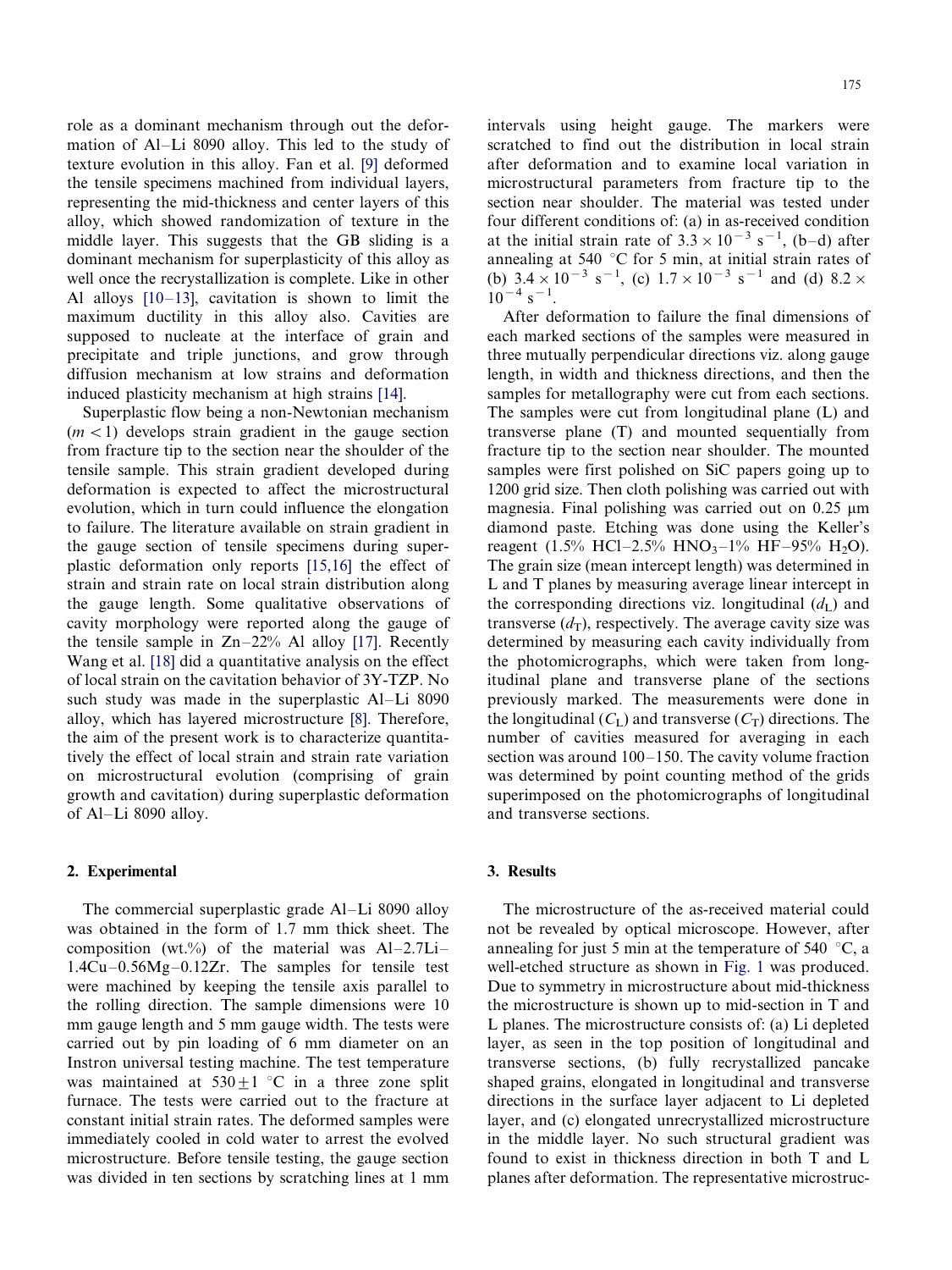role as a dominant mechanism through out the deformation of Al–Li 8090 alloy. This led to the study of texture evolution in this alloy. Fan et al. [9] deformed the tensile specimens machined from individual layers, representing the mid-thickness and center layers of this alloy, which showed randomization of texture in the middle layer. This suggests that the GB sliding is a dominant mechanism for superplasticity of this alloy as well once the recrystallization is complete. Like in other Al alloys [10–13], cavitation is shown to limit the maximum ductility in this alloy also. Cavities are supposed to nucleate at the interface of grain and precipitate and triple junctions, and grow through diffusion mechanism at low strains and deformation induced plasticity mechanism at high strains [14].

Superplastic flow being a non-Newtonian mechanism ($m < 1$) develops strain gradient in the gauge section from fracture tip to the section near the shoulder of the tensile sample. This strain gradient developed during deformation is expected to affect the microstructural evolution, which in turn could influence the elongation to failure. The literature available on strain gradient in the gauge section of tensile specimens during superplastic deformation only reports [15,16] the effect of strain and strain rate on local strain distribution along the gauge length. Some qualitative observations of cavity morphology were reported along the gauge of the tensile sample in Zn–22% Al alloy [17]. Recently Wang et al. [18] did a quantitative analysis on the effect of local strain on the cavitation behavior of 3Y-TZP. No such study was made in the superplastic Al–Li 8090 alloy, which has layered microstructure [8]. Therefore, the aim of the present work is to characterize quantitatively the effect of local strain and strain rate variation on microstructural evolution (comprising of grain growth and cavitation) during superplastic deformation of Al–Li 8090 alloy.

## 2. Experimental

The commercial superplastic grade Al–Li 8090 alloy was obtained in the form of 1.7 mm thick sheet. The composition (wt.%) of the material was Al–2.7Li–1.4Cu–0.56Mg–0.12Zr. The samples for tensile test were machined by keeping the tensile axis parallel to the rolling direction. The sample dimensions were 10 mm gauge length and 5 mm gauge width. The tests were carried out by pin loading of 6 mm diameter on an Instron universal testing machine. The test temperature was maintained at $530 \pm 1$ °C in a three zone split furnace. The tests were carried out to the fracture at constant initial strain rates. The deformed samples were immediately cooled in cold water to arrest the evolved microstructure. Before tensile testing, the gauge section was divided in ten sections by scratching lines at 1 mm intervals using height gauge. The markers were scratched to find out the distribution in local strain after deformation and to examine local variation in microstructural parameters from fracture tip to the section near shoulder. The material was tested under four different conditions of: (a) in as-received condition at the initial strain rate of $3.3 \times 10^{-3}$ s$^{-1}$, (b–d) after annealing at 540 °C for 5 min, at initial strain rates of (b) $3.4 \times 10^{-3}$ s$^{-1}$, (c) $1.7 \times 10^{-3}$ s$^{-1}$ and (d) $8.2 \times 10^{-4}$ s$^{-1}$.

After deformation to failure the final dimensions of each marked sections of the samples were measured in three mutually perpendicular directions viz. along gauge length, in width and thickness directions, and then the samples for metallography were cut from each sections. The samples were cut from longitudinal plane (L) and transverse plane (T) and mounted sequentially from fracture tip to the section near shoulder. The mounted samples were first polished on SiC papers going up to 1200 grid size. Then cloth polishing was carried out with magnesia. Final polishing was carried out on 0.25 μm diamond paste. Etching was done using the Keller's reagent (1.5% HCl–2.5% $HNO_3$–1% HF–95% $H_2O$). The grain size (mean intercept length) was determined in L and T planes by measuring average linear intercept in the corresponding directions viz. longitudinal ($d_L$) and transverse ($d_T$), respectively. The average cavity size was determined by measuring each cavity individually from the photomicrographs, which were taken from longitudinal plane and transverse plane of the sections previously marked. The measurements were done in the longitudinal ($C_L$) and transverse ($C_T$) directions. The number of cavities measured for averaging in each section was around 100–150. The cavity volume fraction was determined by point counting method of the grids superimposed on the photomicrographs of longitudinal and transverse sections.

## 3. Results

The microstructure of the as-received material could not be revealed by optical microscope. However, after annealing for just 5 min at the temperature of 540 °C, a well-etched structure as shown in Fig. 1 was produced. Due to symmetry in microstructure about mid-thickness the microstructure is shown up to mid-section in T and L planes. The microstructure consists of: (a) Li depleted layer, as seen in the top position of longitudinal and transverse sections, (b) fully recrystallized pancake shaped grains, elongated in longitudinal and transverse directions in the surface layer adjacent to Li depleted layer, and (c) elongated unrecrystallized microstructure in the middle layer. No such structural gradient was found to exist in thickness direction in both T and L planes after deformation. The representative microstruc-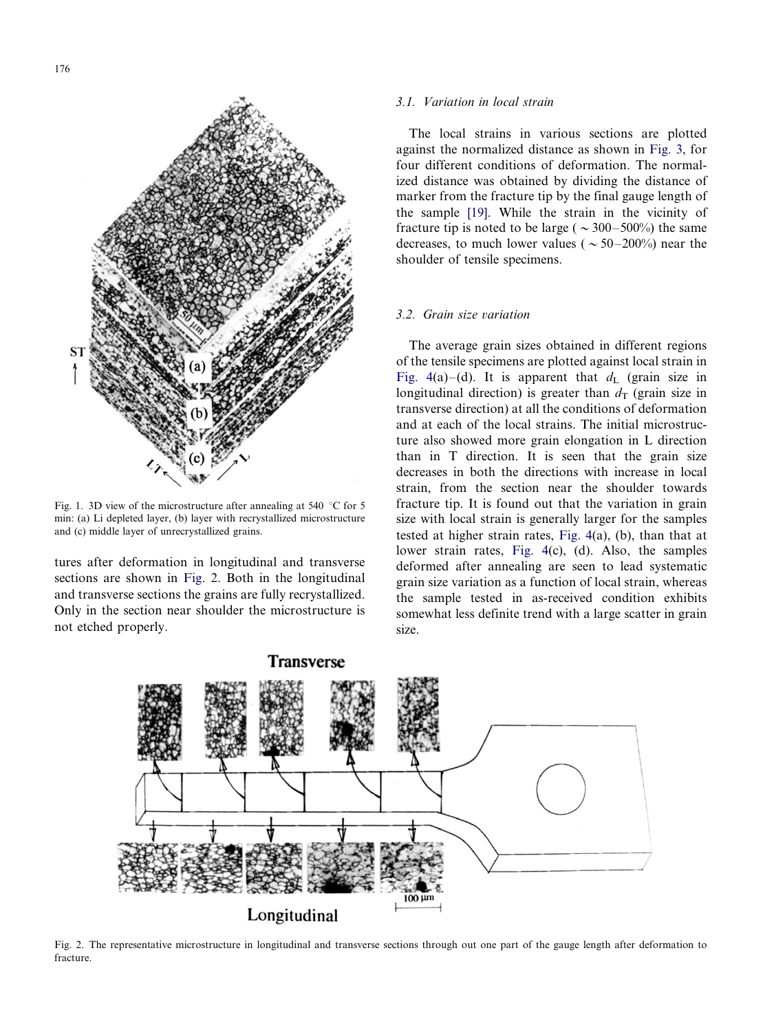Fig. 1. 3D view of the microstructure after annealing at 540 °C for 5 min: (a) Li depleted layer, (b) layer with recrystallized microstructure and (c) middle layer of unrecrystallized grains.

tures after deformation in longitudinal and transverse sections are shown in Fig. 2. Both in the longitudinal and transverse sections the grains are fully recrystallized. Only in the section near shoulder the microstructure is not etched properly.

### 3.1. Variation in local strain

The local strains in various sections are plotted against the normalized distance as shown in Fig. 3, for four different conditions of deformation. The normalized distance was obtained by dividing the distance of marker from the fracture tip by the final gauge length of the sample [19]. While the strain in the vicinity of fracture tip is noted to be large ( ~ 300–500%) the same decreases, to much lower values ( ~ 50–200%) near the shoulder of tensile specimens.

### 3.2. Grain size variation

The average grain sizes obtained in different regions of the tensile specimens are plotted against local strain in Fig. 4(a)–(d). It is apparent that $d_L$ (grain size in longitudinal direction) is greater than $d_T$ (grain size in transverse direction) at all the conditions of deformation and at each of the local strains. The initial microstructure also showed more grain elongation in L direction than in T direction. It is seen that the grain size decreases in both the directions with increase in local strain, from the section near the shoulder towards fracture tip. It is found out that the variation in grain size with local strain is generally larger for the samples tested at higher strain rates, Fig. 4(a), (b), than that at lower strain rates, Fig. 4(c), (d). Also, the samples deformed after annealing are seen to lead systematic grain size variation as a function of local strain, whereas the sample tested in as-received condition exhibits somewhat less definite trend with a large scatter in grain size.

Fig. 2. The representative microstructure in longitudinal and transverse sections through out one part of the gauge length after deformation to fracture.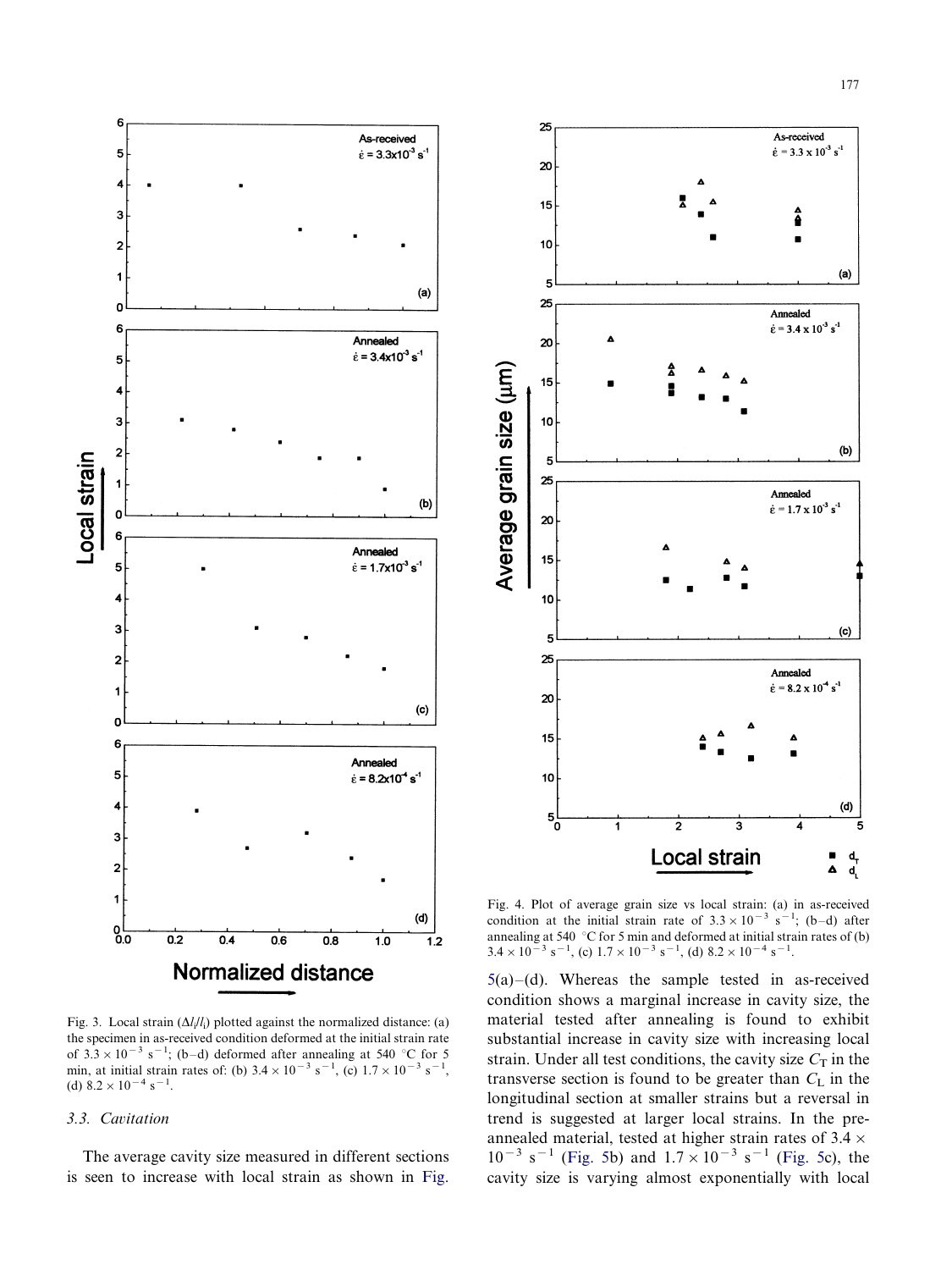Fig. 3. Local strain ($\Delta l_i/l_i$) plotted against the normalized distance: (a) the specimen in as-received condition deformed at the initial strain rate of $3.3 \times 10^{-3}$ s$^{-1}$; (b–d) deformed after annealing at 540 °C for 5 min, at initial strain rates of: (b) $3.4 \times 10^{-3}$ s$^{-1}$, (c) $1.7 \times 10^{-3}$ s$^{-1}$, (d) $8.2 \times 10^{-4}$ s$^{-1}$.

Fig. 4. Plot of average grain size vs local strain: (a) in as-received condition at the initial strain rate of $3.3 \times 10^{-3}$ s$^{-1}$; (b–d) after annealing at 540 °C for 5 min and deformed at initial strain rates of (b) $3.4 \times 10^{-3}$ s$^{-1}$, (c) $1.7 \times 10^{-3}$ s$^{-1}$, (d) $8.2 \times 10^{-4}$ s$^{-1}$.

### 3.3. Cavitation

The average cavity size measured in different sections is seen to increase with local strain as shown in Fig. 5(a)–(d). Whereas the sample tested in as-received condition shows a marginal increase in cavity size, the material tested after annealing is found to exhibit substantial increase in cavity size with increasing local strain. Under all test conditions, the cavity size $C_T$ in the transverse section is found to be greater than $C_L$ in the longitudinal section at smaller strains but a reversal in trend is suggested at larger local strains. In the pre-annealed material, tested at higher strain rates of $3.4 \times 10^{-3}$ s$^{-1}$ (Fig. 5b) and $1.7 \times 10^{-3}$ s$^{-1}$ (Fig. 5c), the cavity size is varying almost exponentially with local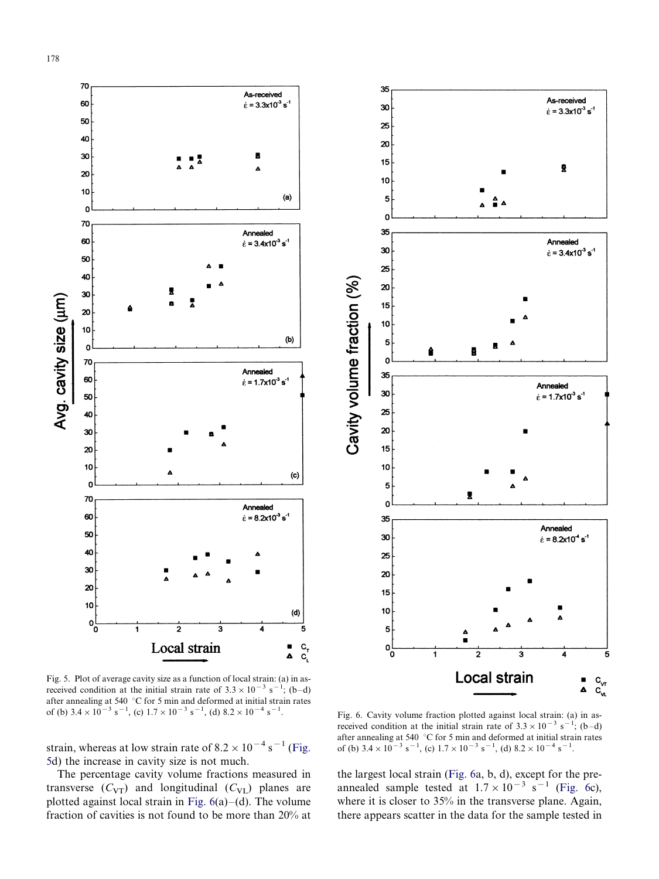Fig. 5. Plot of average cavity size as a function of local strain: (a) in as-received condition at the initial strain rate of $3.3 \times 10^{-3}$ s$^{-1}$; (b–d) after annealing at 540 °C for 5 min and deformed at initial strain rates of (b) $3.4 \times 10^{-3}$ s$^{-1}$, (c) $1.7 \times 10^{-3}$ s$^{-1}$, (d) $8.2 \times 10^{-4}$ s$^{-1}$.

strain, whereas at low strain rate of $8.2 \times 10^{-4}$ s$^{-1}$ (Fig. 5d) the increase in cavity size is not much.

The percentage cavity volume fractions measured in transverse ($C_{VT}$) and longitudinal ($C_{VL}$) planes are plotted against local strain in Fig. 6(a)–(d). The volume fraction of cavities is not found to be more than 20% at the largest local strain (Fig. 6a, b, d), except for the pre-annealed sample tested at $1.7 \times 10^{-3}$ s$^{-1}$ (Fig. 6c), where it is closer to 35% in the transverse plane. Again, there appears scatter in the data for the sample tested in

Fig. 6. Cavity volume fraction plotted against local strain: (a) in as-received condition at the initial strain rate of $3.3 \times 10^{-3}$ s$^{-1}$; (b–d) after annealing at 540 °C for 5 min and deformed at initial strain rates of (b) $3.4 \times 10^{-3}$ s$^{-1}$, (c) $1.7 \times 10^{-3}$ s$^{-1}$, (d) $8.2 \times 10^{-4}$ s$^{-1}$.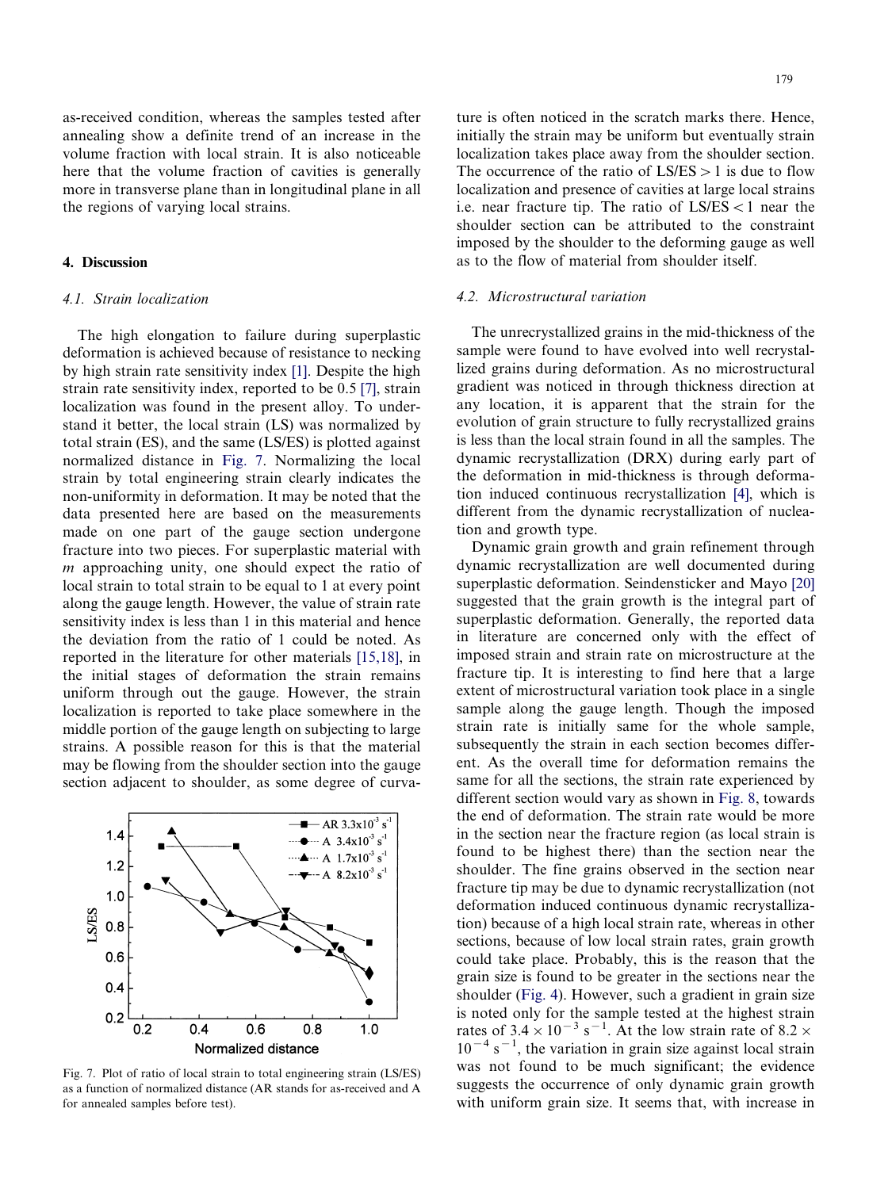as-received condition, whereas the samples tested after annealing show a definite trend of an increase in the volume fraction with local strain. It is also noticeable here that the volume fraction of cavities is generally more in transverse plane than in longitudinal plane in all the regions of varying local strains.

## 4. Discussion

### *4.1. Strain localization*

The high elongation to failure during superplastic deformation is achieved because of resistance to necking by high strain rate sensitivity index [1]. Despite the high strain rate sensitivity index, reported to be 0.5 [7], strain localization was found in the present alloy. To understand it better, the local strain (LS) was normalized by total strain (ES), and the same (LS/ES) is plotted against normalized distance in Fig. 7. Normalizing the local strain by total engineering strain clearly indicates the non-uniformity in deformation. It may be noted that the data presented here are based on the measurements made on one part of the gauge section undergone fracture into two pieces. For superplastic material with $m$ approaching unity, one should expect the ratio of local strain to total strain to be equal to 1 at every point along the gauge length. However, the value of strain rate sensitivity index is less than 1 in this material and hence the deviation from the ratio of 1 could be noted. As reported in the literature for other materials [15,18], in the initial stages of deformation the strain remains uniform through out the gauge. However, the strain localization is reported to take place somewhere in the middle portion of the gauge length on subjecting to large strains. A possible reason for this is that the material may be flowing from the shoulder section into the gauge section adjacent to shoulder, as some degree of curvature is often noticed in the scratch marks there. Hence, initially the strain may be uniform but eventually strain localization takes place away from the shoulder section. The occurrence of the ratio of LS/ES > 1 is due to flow localization and presence of cavities at large local strains i.e. near fracture tip. The ratio of LS/ES < 1 near the shoulder section can be attributed to the constraint imposed by the shoulder to the deforming gauge as well as to the flow of material from shoulder itself.

Fig. 7. Plot of ratio of local strain to total engineering strain (LS/ES) as a function of normalized distance (AR stands for as-received and A for annealed samples before test).

### *4.2. Microstructural variation*

The unrecrystallized grains in the mid-thickness of the sample were found to have evolved into well recrystallized grains during deformation. As no microstructural gradient was noticed in through thickness direction at any location, it is apparent that the strain for the evolution of grain structure to fully recrystallized grains is less than the local strain found in all the samples. The dynamic recrystallization (DRX) during early part of the deformation in mid-thickness is through deformation induced continuous recrystallization [4], which is different from the dynamic recrystallization of nucleation and growth type.

Dynamic grain growth and grain refinement through dynamic recrystallization are well documented during superplastic deformation. Seindensticker and Mayo [20] suggested that the grain growth is the integral part of superplastic deformation. Generally, the reported data in literature are concerned only with the effect of imposed strain and strain rate on microstructure at the fracture tip. It is interesting to find here that a large extent of microstructural variation took place in a single sample along the gauge length. Though the imposed strain rate is initially same for the whole sample, subsequently the strain in each section becomes different. As the overall time for deformation remains the same for all the sections, the strain rate experienced by different section would vary as shown in Fig. 8, towards the end of deformation. The strain rate would be more in the section near the fracture region (as local strain is found to be highest there) than the section near the shoulder. The fine grains observed in the section near fracture tip may be due to dynamic recrystallization (not deformation induced continuous dynamic recrystallization) because of a high local strain rate, whereas in other sections, because of low local strain rates, grain growth could take place. Probably, this is the reason that the grain size is found to be greater in the sections near the shoulder (Fig. 4). However, such a gradient in grain size is noted only for the sample tested at the highest strain rates of $3.4 \times 10^{-3}$ s$^{-1}$. At the low strain rate of $8.2 \times 10^{-4}$ s$^{-1}$, the variation in grain size against local strain was not found to be much significant; the evidence suggests the occurrence of only dynamic grain growth with uniform grain size. It seems that, with increase in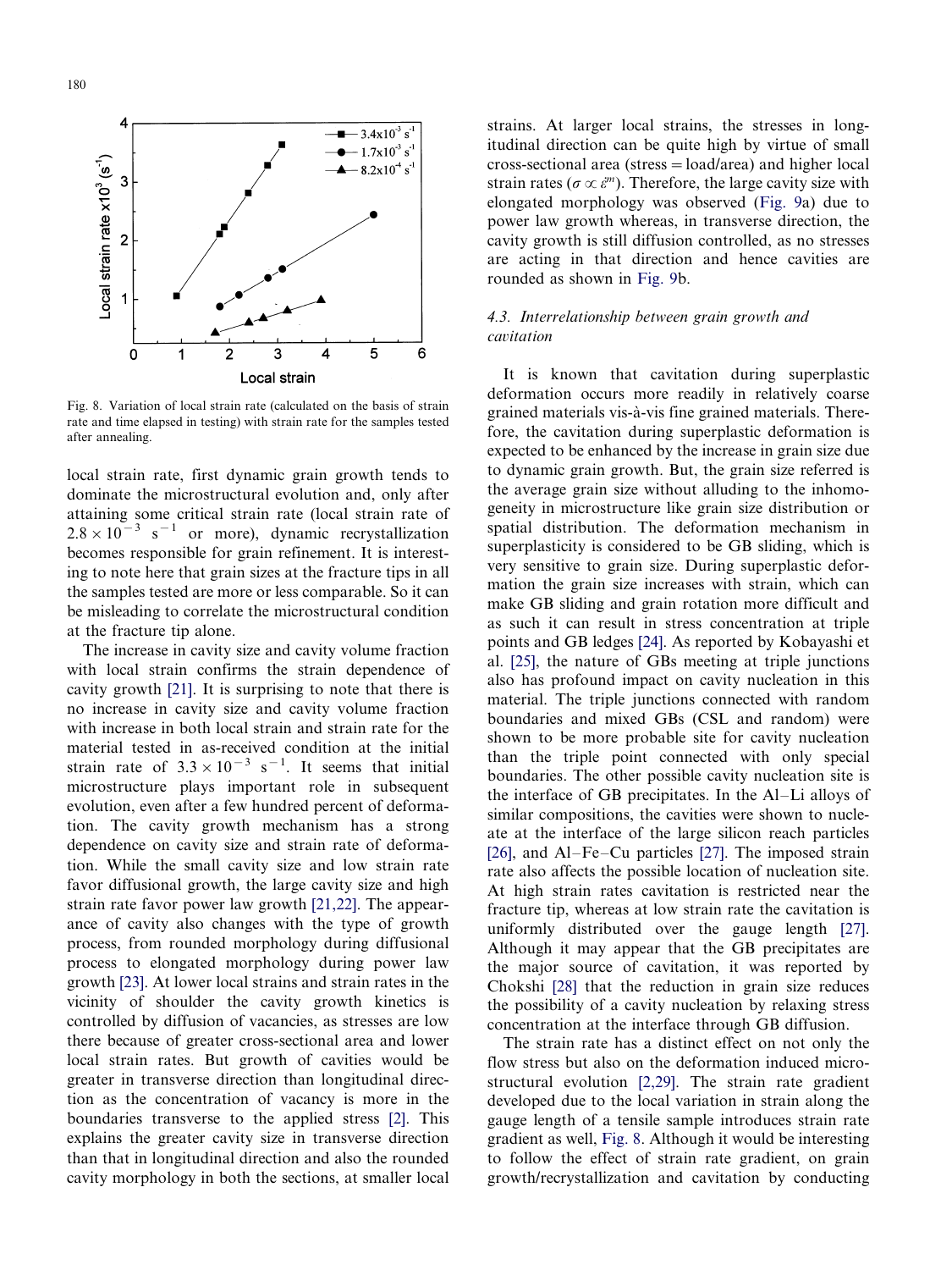Fig. 8. Variation of local strain rate (calculated on the basis of strain rate and time elapsed in testing) with strain rate for the samples tested after annealing.

local strain rate, first dynamic grain growth tends to dominate the microstructural evolution and, only after attaining some critical strain rate (local strain rate of $2.8 \times 10^{-3}$ $s^{-1}$ or more), dynamic recrystallization becomes responsible for grain refinement. It is interesting to note here that grain sizes at the fracture tips in all the samples tested are more or less comparable. So it can be misleading to correlate the microstructural condition at the fracture tip alone.

The increase in cavity size and cavity volume fraction with local strain confirms the strain dependence of cavity growth [21]. It is surprising to note that there is no increase in cavity size and cavity volume fraction with increase in both local strain and strain rate for the material tested in as-received condition at the initial strain rate of $3.3 \times 10^{-3}$ $s^{-1}$. It seems that initial microstructure plays important role in subsequent evolution, even after a few hundred percent of deformation. The cavity growth mechanism has a strong dependence on cavity size and strain rate of deformation. While the small cavity size and low strain rate favor diffusional growth, the large cavity size and high strain rate favor power law growth [21,22]. The appearance of cavity also changes with the type of growth process, from rounded morphology during diffusional process to elongated morphology during power law growth [23]. At lower local strains and strain rates in the vicinity of shoulder the cavity growth kinetics is controlled by diffusion of vacancies, as stresses are low there because of greater cross-sectional area and lower local strain rates. But growth of cavities would be greater in transverse direction than longitudinal direction as the concentration of vacancy is more in the boundaries transverse to the applied stress [2]. This explains the greater cavity size in transverse direction than that in longitudinal direction and also the rounded cavity morphology in both the sections, at smaller local strains. At larger local strains, the stresses in longitudinal direction can be quite high by virtue of small cross-sectional area (stress = load/area) and higher local strain rates ($\sigma \propto \dot{\varepsilon}^m$). Therefore, the large cavity size with elongated morphology was observed (Fig. 9a) due to power law growth whereas, in transverse direction, the cavity growth is still diffusion controlled, as no stresses are acting in that direction and hence cavities are rounded as shown in Fig. 9b.

### *4.3. Interrelationship between grain growth and cavitation*

It is known that cavitation during superplastic deformation occurs more readily in relatively coarse grained materials vis-à-vis fine grained materials. Therefore, the cavitation during superplastic deformation is expected to be enhanced by the increase in grain size due to dynamic grain growth. But, the grain size referred is the average grain size without alluding to the inhomogeneity in microstructure like grain size distribution or spatial distribution. The deformation mechanism in superplasticity is considered to be GB sliding, which is very sensitive to grain size. During superplastic deformation the grain size increases with strain, which can make GB sliding and grain rotation more difficult and as such it can result in stress concentration at triple points and GB ledges [24]. As reported by Kobayashi et al. [25], the nature of GBs meeting at triple junctions also has profound impact on cavity nucleation in this material. The triple junctions connected with random boundaries and mixed GBs (CSL and random) were shown to be more probable site for cavity nucleation than the triple point connected with only special boundaries. The other possible cavity nucleation site is the interface of GB precipitates. In the Al–Li alloys of similar compositions, the cavities were shown to nucleate at the interface of the large silicon reach particles [26], and Al–Fe–Cu particles [27]. The imposed strain rate also affects the possible location of nucleation site. At high strain rates cavitation is restricted near the fracture tip, whereas at low strain rate the cavitation is uniformly distributed over the gauge length [27]. Although it may appear that the GB precipitates are the major source of cavitation, it was reported by Chokshi [28] that the reduction in grain size reduces the possibility of a cavity nucleation by relaxing stress concentration at the interface through GB diffusion.

The strain rate has a distinct effect on not only the flow stress but also on the deformation induced microstructural evolution [2,29]. The strain rate gradient developed due to the local variation in strain along the gauge length of a tensile sample introduces strain rate gradient as well, Fig. 8. Although it would be interesting to follow the effect of strain rate gradient, on grain growth/recrystallization and cavitation by conducting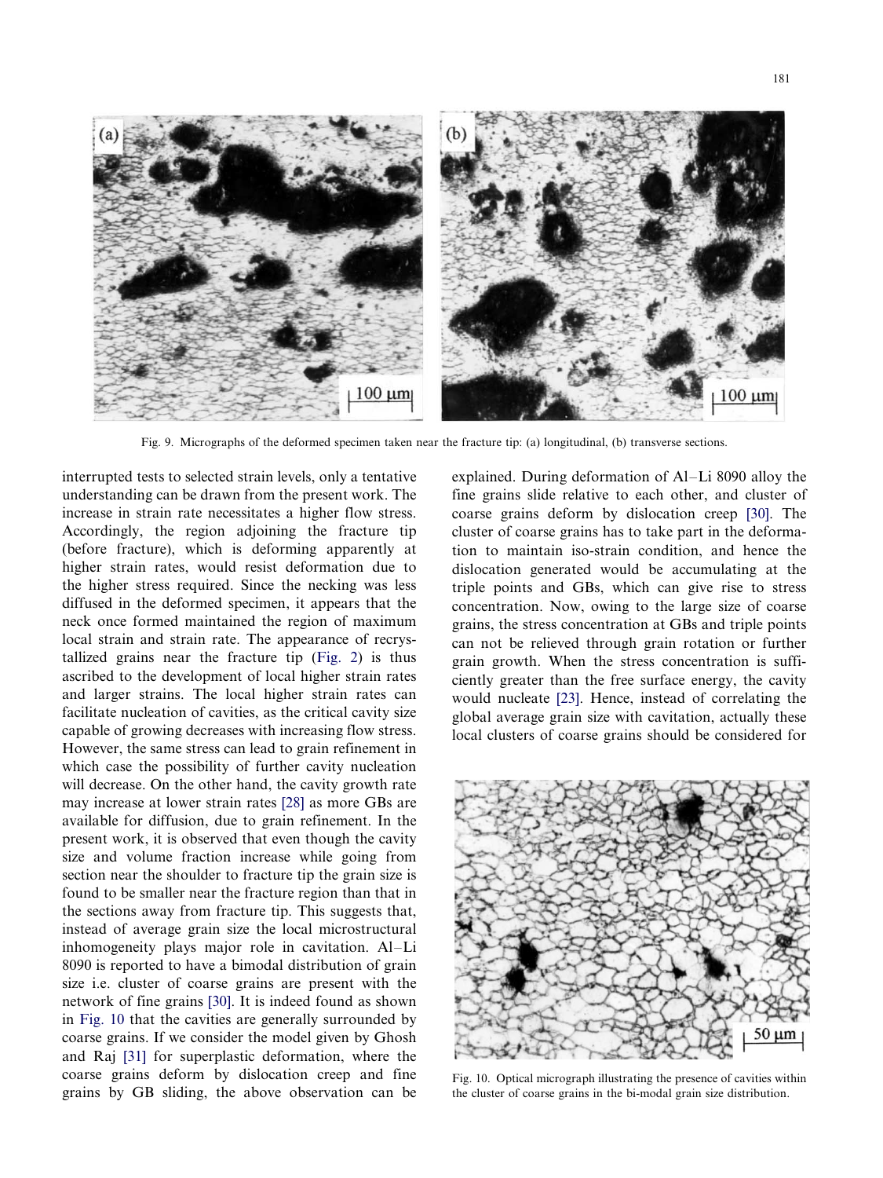Fig. 9. Micrographs of the deformed specimen taken near the fracture tip: (a) longitudinal, (b) transverse sections.

interrupted tests to selected strain levels, only a tentative understanding can be drawn from the present work. The increase in strain rate necessitates a higher flow stress. Accordingly, the region adjoining the fracture tip (before fracture), which is deforming apparently at higher strain rates, would resist deformation due to the higher stress required. Since the necking was less diffused in the deformed specimen, it appears that the neck once formed maintained the region of maximum local strain and strain rate. The appearance of recrystallized grains near the fracture tip (Fig. 2) is thus ascribed to the development of local higher strain rates and larger strains. The local higher strain rates can facilitate nucleation of cavities, as the critical cavity size capable of growing decreases with increasing flow stress. However, the same stress can lead to grain refinement in which case the possibility of further cavity nucleation will decrease. On the other hand, the cavity growth rate may increase at lower strain rates [28] as more GBs are available for diffusion, due to grain refinement. In the present work, it is observed that even though the cavity size and volume fraction increase while going from section near the shoulder to fracture tip the grain size is found to be smaller near the fracture region than that in the sections away from fracture tip. This suggests that, instead of average grain size the local microstructural inhomogeneity plays major role in cavitation. Al–Li 8090 is reported to have a bimodal distribution of grain size i.e. cluster of coarse grains are present with the network of fine grains [30]. It is indeed found as shown in Fig. 10 that the cavities are generally surrounded by coarse grains. If we consider the model given by Ghosh and Raj [31] for superplastic deformation, where the coarse grains deform by dislocation creep and fine grains by GB sliding, the above observation can be explained. During deformation of Al–Li 8090 alloy the fine grains slide relative to each other, and cluster of coarse grains deform by dislocation creep [30]. The cluster of coarse grains has to take part in the deformation to maintain iso-strain condition, and hence the dislocation generated would be accumulating at the triple points and GBs, which can give rise to stress concentration. Now, owing to the large size of coarse grains, the stress concentration at GBs and triple points can not be relieved through grain rotation or further grain growth. When the stress concentration is sufficiently greater than the free surface energy, the cavity would nucleate [23]. Hence, instead of correlating the global average grain size with cavitation, actually these local clusters of coarse grains should be considered for

Fig. 10. Optical micrograph illustrating the presence of cavities within the cluster of coarse grains in the bi-modal grain size distribution.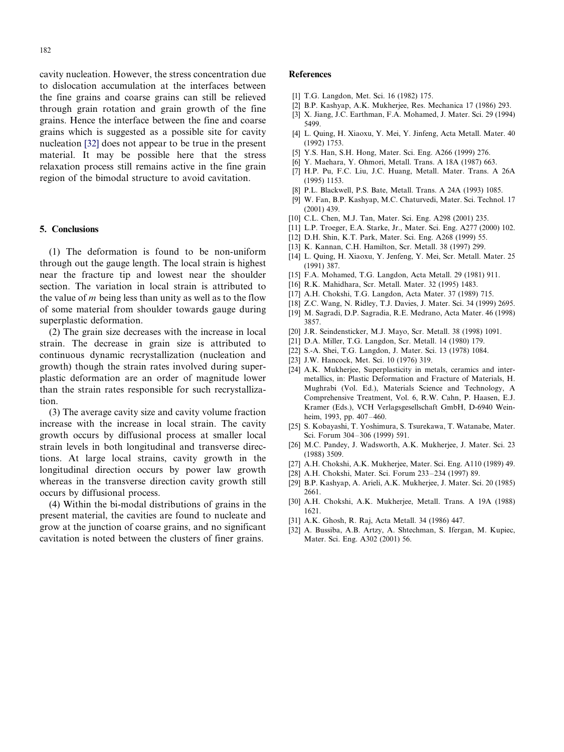cavity nucleation. However, the stress concentration due to dislocation accumulation at the interfaces between the fine grains and coarse grains can still be relieved through grain rotation and grain growth of the fine grains. Hence the interface between the fine and coarse grains which is suggested as a possible site for cavity nucleation [32] does not appear to be true in the present material. It may be possible here that the stress relaxation process still remains active in the fine grain region of the bimodal structure to avoid cavitation.

## 5. Conclusions

(1) The deformation is found to be non-uniform through out the gauge length. The local strain is highest near the fracture tip and lowest near the shoulder section. The variation in local strain is attributed to the value of $m$ being less than unity as well as to the flow of some material from shoulder towards gauge during superplastic deformation.

(2) The grain size decreases with the increase in local strain. The decrease in grain size is attributed to continuous dynamic recrystallization (nucleation and growth) though the strain rates involved during superplastic deformation are an order of magnitude lower than the strain rates responsible for such recrystallization.

(3) The average cavity size and cavity volume fraction increase with the increase in local strain. The cavity growth occurs by diffusional process at smaller local strain levels in both longitudinal and transverse directions. At large local strains, cavity growth in the longitudinal direction occurs by power law growth whereas in the transverse direction cavity growth still occurs by diffusional process.

(4) Within the bi-modal distributions of grains in the present material, the cavities are found to nucleate and grow at the junction of coarse grains, and no significant cavitation is noted between the clusters of finer grains.

## References

[1] T.G. Langdon, Met. Sci. 16 (1982) 175.

[2] B.P. Kashyap, A.K. Mukherjee, Res. Mechanica 17 (1986) 293.

[3] X. Jiang, J.C. Earthman, F.A. Mohamed, J. Mater. Sci. 29 (1994) 5499.

[4] L. Quing, H. Xiaoxu, Y. Mei, Y. Jinfeng, Acta Metall. Mater. 40 (1992) 1753.

[5] Y.S. Han, S.H. Hong, Mater. Sci. Eng. A266 (1999) 276.

[6] Y. Maehara, Y. Ohmori, Metall. Trans. A 18A (1987) 663.

[7] H.P. Pu, F.C. Liu, J.C. Huang, Metall. Mater. Trans. A 26A (1995) 1153.

[8] P.L. Blackwell, P.S. Bate, Metall. Trans. A 24A (1993) 1085.

[9] W. Fan, B.P. Kashyap, M.C. Chaturvedi, Mater. Sci. Technol. 17 (2001) 439.

[10] C.L. Chen, M.J. Tan, Mater. Sci. Eng. A298 (2001) 235.

[11] L.P. Troeger, E.A. Starke, Jr., Mater. Sci. Eng. A277 (2000) 102.

[12] D.H. Shin, K.T. Park, Mater. Sci. Eng. A268 (1999) 55.

[13] K. Kannan, C.H. Hamilton, Scr. Metall. 38 (1997) 299.

[14] L. Quing, H. Xiaoxu, Y. Jenfeng, Y. Mei, Scr. Metall. Mater. 25 (1991) 387.

[15] F.A. Mohamed, T.G. Langdon, Acta Metall. 29 (1981) 911.

[16] R.K. Mahidhara, Scr. Metall. Mater. 32 (1995) 1483.

[17] A.H. Chokshi, T.G. Langdon, Acta Mater. 37 (1989) 715.

[18] Z.C. Wang, N. Ridley, T.J. Davies, J. Mater. Sci. 34 (1999) 2695.

[19] M. Sagradi, D.P. Sagradia, R.E. Medrano, Acta Mater. 46 (1998) 3857.

[20] J.R. Seindensticker, M.J. Mayo, Scr. Metall. 38 (1998) 1091.

[21] D.A. Miller, T.G. Langdon, Scr. Metall. 14 (1980) 179.

[22] S.-A. Shei, T.G. Langdon, J. Mater. Sci. 13 (1978) 1084.

[23] J.W. Hancock, Met. Sci. 10 (1976) 319.

[24] A.K. Mukherjee, Superplasticity in metals, ceramics and intermetallics, in: Plastic Deformation and Fracture of Materials, H. Mughrabi (Vol. Ed.), Materials Science and Technology, A Comprehensive Treatment, Vol. 6, R.W. Cahn, P. Haasen, E.J. Kramer (Eds.), VCH Verlagsgesellschaft GmbH, D-6940 Weinheim, 1993, pp. 407–460.

[25] S. Kobayashi, T. Yoshimura, S. Tsurekawa, T. Watanabe, Mater. Sci. Forum 304–306 (1999) 591.

[26] M.C. Pandey, J. Wadsworth, A.K. Mukherjee, J. Mater. Sci. 23 (1988) 3509.

[27] A.H. Chokshi, A.K. Mukherjee, Mater. Sci. Eng. A110 (1989) 49.

[28] A.H. Chokshi, Mater. Sci. Forum 233–234 (1997) 89.

[29] B.P. Kashyap, A. Arieli, A.K. Mukherjee, J. Mater. Sci. 20 (1985) 2661.

[30] A.H. Chokshi, A.K. Mukherjee, Metall. Trans. A 19A (1988) 1621.

[31] A.K. Ghosh, R. Raj, Acta Metall. 34 (1986) 447.

[32] A. Bussiba, A.B. Artzy, A. Shtechman, S. Ifergan, M. Kupiec, Mater. Sci. Eng. A302 (2001) 56.